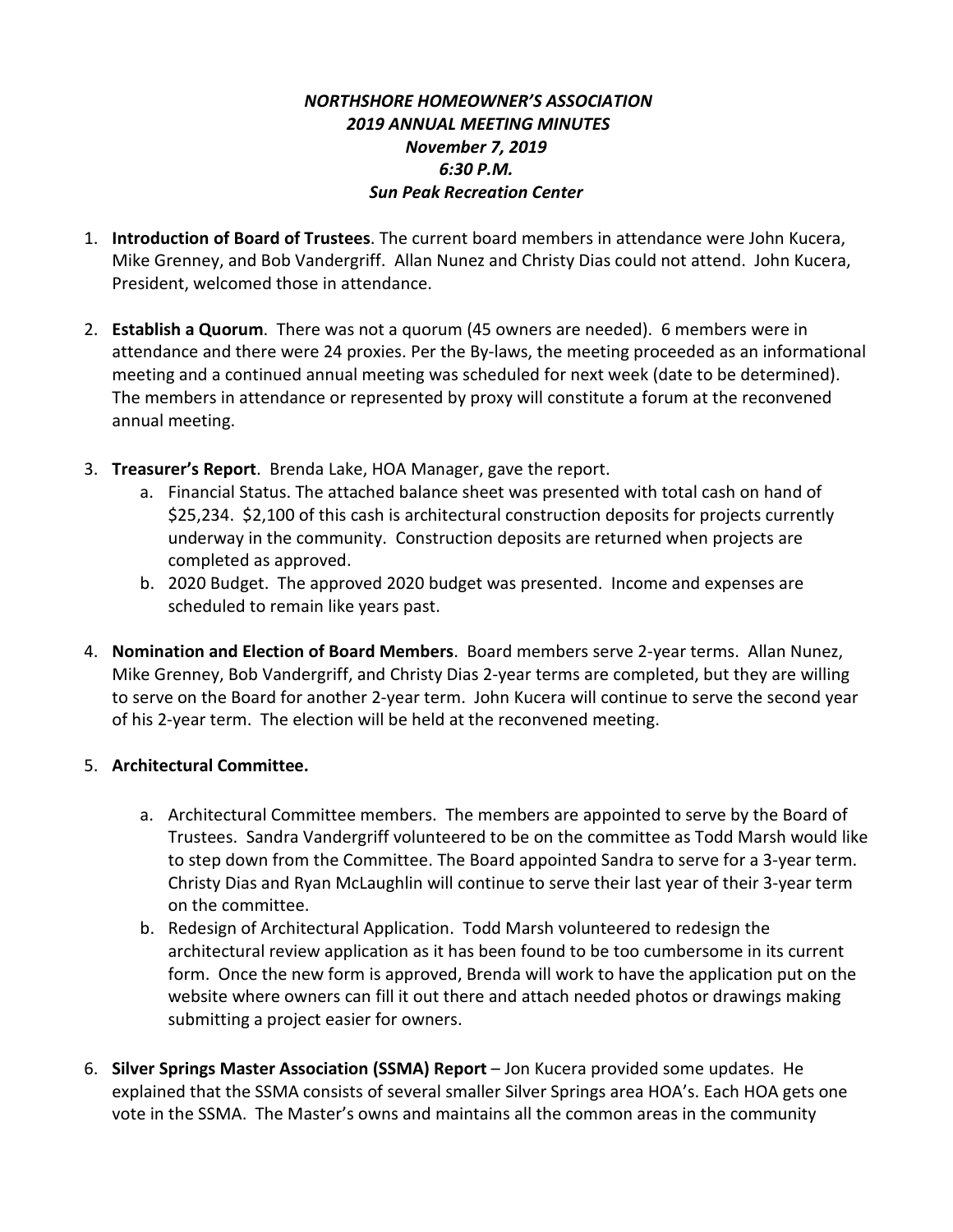***NORTHSHORE HOMEOWNER'S ASSOCIATION***
***2019 ANNUAL MEETING MINUTES***
***November 7, 2019***
***6:30 P.M.***
***Sun Peak Recreation Center***

1. **Introduction of Board of Trustees**. The current board members in attendance were John Kucera, Mike Grenney, and Bob Vandergriff. Allan Nunez and Christy Dias could not attend. John Kucera, President, welcomed those in attendance.

2. **Establish a Quorum**. There was not a quorum (45 owners are needed). 6 members were in attendance and there were 24 proxies. Per the By-laws, the meeting proceeded as an informational meeting and a continued annual meeting was scheduled for next week (date to be determined). The members in attendance or represented by proxy will constitute a forum at the reconvened annual meeting.

3. **Treasurer's Report**. Brenda Lake, HOA Manager, gave the report.
   a. Financial Status. The attached balance sheet was presented with total cash on hand of $25,234. $2,100 of this cash is architectural construction deposits for projects currently underway in the community. Construction deposits are returned when projects are completed as approved.
   b. 2020 Budget. The approved 2020 budget was presented. Income and expenses are scheduled to remain like years past.

4. **Nomination and Election of Board Members**. Board members serve 2-year terms. Allan Nunez, Mike Grenney, Bob Vandergriff, and Christy Dias 2-year terms are completed, but they are willing to serve on the Board for another 2-year term. John Kucera will continue to serve the second year of his 2-year term. The election will be held at the reconvened meeting.

5. **Architectural Committee.**
   a. Architectural Committee members. The members are appointed to serve by the Board of Trustees. Sandra Vandergriff volunteered to be on the committee as Todd Marsh would like to step down from the Committee. The Board appointed Sandra to serve for a 3-year term. Christy Dias and Ryan McLaughlin will continue to serve their last year of their 3-year term on the committee.
   b. Redesign of Architectural Application. Todd Marsh volunteered to redesign the architectural review application as it has been found to be too cumbersome in its current form. Once the new form is approved, Brenda will work to have the application put on the website where owners can fill it out there and attach needed photos or drawings making submitting a project easier for owners.

6. **Silver Springs Master Association (SSMA) Report** – Jon Kucera provided some updates. He explained that the SSMA consists of several smaller Silver Springs area HOA's. Each HOA gets one vote in the SSMA. The Master's owns and maintains all the common areas in the community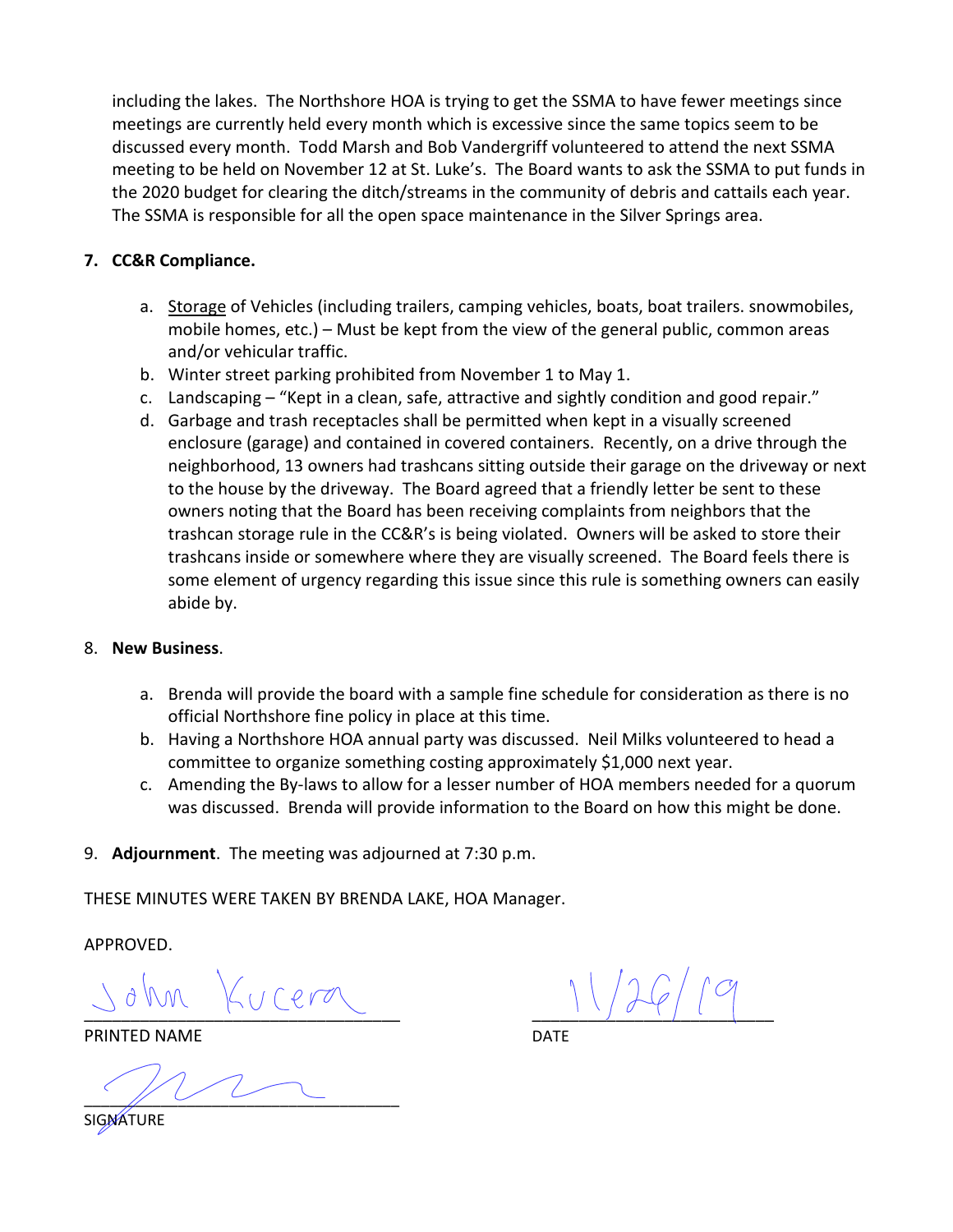including the lakes. The Northshore HOA is trying to get the SSMA to have fewer meetings since meetings are currently held every month which is excessive since the same topics seem to be discussed every month. Todd Marsh and Bob Vandergriff volunteered to attend the next SSMA meeting to be held on November 12 at St. Luke's. The Board wants to ask the SSMA to put funds in the 2020 budget for clearing the ditch/streams in the community of debris and cattails each year. The SSMA is responsible for all the open space maintenance in the Silver Springs area.

7. **CC&R Compliance.**

   a. <u>Storage</u> of Vehicles (including trailers, camping vehicles, boats, boat trailers. snowmobiles, mobile homes, etc.) – Must be kept from the view of the general public, common areas and/or vehicular traffic.
   b. Winter street parking prohibited from November 1 to May 1.
   c. Landscaping – "Kept in a clean, safe, attractive and sightly condition and good repair."
   d. Garbage and trash receptacles shall be permitted when kept in a visually screened enclosure (garage) and contained in covered containers. Recently, on a drive through the neighborhood, 13 owners had trashcans sitting outside their garage on the driveway or next to the house by the driveway. The Board agreed that a friendly letter be sent to these owners noting that the Board has been receiving complaints from neighbors that the trashcan storage rule in the CC&R's is being violated. Owners will be asked to store their trashcans inside or somewhere where they are visually screened. The Board feels there is some element of urgency regarding this issue since this rule is something owners can easily abide by.

8. **New Business**.

   a. Brenda will provide the board with a sample fine schedule for consideration as there is no official Northshore fine policy in place at this time.
   b. Having a Northshore HOA annual party was discussed. Neil Milks volunteered to head a committee to organize something costing approximately $1,000 next year.
   c. Amending the By-laws to allow for a lesser number of HOA members needed for a quorum was discussed. Brenda will provide information to the Board on how this might be done.

9. **Adjournment**. The meeting was adjourned at 7:30 p.m.

THESE MINUTES WERE TAKEN BY BRENDA LAKE, HOA Manager.

APPROVED.

John Kucera ________________________ 11/26/19 ________________

PRINTED NAME DATE

[signature] ________________________

SIGNATURE